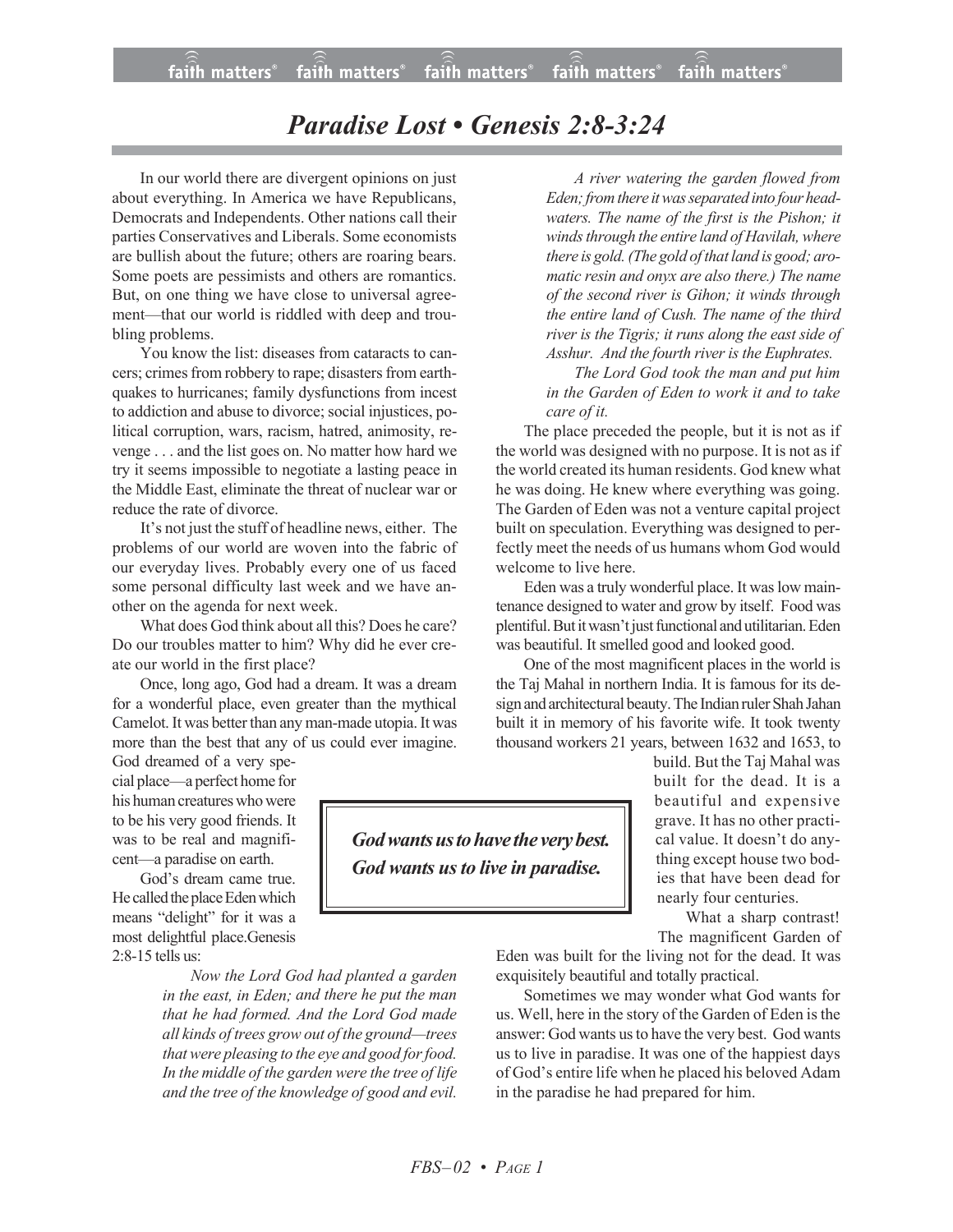# *Paradise Lost • Genesis 2:8-3:24*

In our world there are divergent opinions on just about everything. In America we have Republicans, Democrats and Independents. Other nations call their parties Conservatives and Liberals. Some economists are bullish about the future; others are roaring bears. Some poets are pessimists and others are romantics. But, on one thing we have close to universal agreement—that our world is riddled with deep and troubling problems.

You know the list: diseases from cataracts to cancers; crimes from robbery to rape; disasters from earthquakes to hurricanes; family dysfunctions from incest to addiction and abuse to divorce; social injustices, political corruption, wars, racism, hatred, animosity, revenge . . . and the list goes on. No matter how hard we try it seems impossible to negotiate a lasting peace in the Middle East, eliminate the threat of nuclear war or reduce the rate of divorce.

It's not just the stuff of headline news, either. The problems of our world are woven into the fabric of our everyday lives. Probably every one of us faced some personal difficulty last week and we have another on the agenda for next week.

What does God think about all this? Does he care? Do our troubles matter to him? Why did he ever create our world in the first place?

Once, long ago, God had a dream. It was a dream for a wonderful place, even greater than the mythical Camelot. It was better than any man-made utopia. It was more than the best that any of us could ever imagine. God dreamed of a very special place—a perfect home for his human creatures who were to be his very good friends. It was to be real and magnificent—a paradise on earth.

God's dream came true. He called the place Eden which means "delight" for it was a most delightful place. Genesis 2:8-15 tells us:

> *Now the Lord God had planted a garden in the east, in Eden; and there he put the man that he had formed. And the Lord God made all kinds of trees grow out of the ground—trees that were pleasing to the eye and good for food. In the middle of the garden were the tree of life and the tree of the knowledge of good and evil.*
>
> *A river watering the garden flowed from Eden; from there it was separated into four headwaters. The name of the first is the Pishon; it winds through the entire land of Havilah, where there is gold. (The gold of that land is good; aromatic resin and onyx are also there.) The name of the second river is Gihon; it winds through the entire land of Cush. The name of the third river is the Tigris; it runs along the east side of Asshur. And the fourth river is the Euphrates.*
>
> *The Lord God took the man and put him in the Garden of Eden to work it and to take care of it.*

The place preceded the people, but it is not as if the world was designed with no purpose. It is not as if the world created its human residents. God knew what he was doing. He knew where everything was going. The Garden of Eden was not a venture capital project built on speculation. Everything was designed to perfectly meet the needs of us humans whom God would welcome to live here.

Eden was a truly wonderful place. It was low maintenance designed to water and grow by itself. Food was plentiful. But it wasn't just functional and utilitarian. Eden was beautiful. It smelled good and looked good.

One of the most magnificent places in the world is the Taj Mahal in northern India. It is famous for its design and architectural beauty. The Indian ruler Shah Jahan built it in memory of his favorite wife. It took twenty thousand workers 21 years, between 1632 and 1653, to build. But the Taj Mahal was built for the dead. It is a beautiful and expensive grave. It has no other practical value. It doesn't do anything except house two bodies that have been dead for nearly four centuries.

> ***God wants us to have the very best. God wants us to live in paradise.***

What a sharp contrast! The magnificent Garden of Eden was built for the living not for the dead. It was exquisitely beautiful and totally practical.

Sometimes we may wonder what God wants for us. Well, here in the story of the Garden of Eden is the answer: God wants us to have the very best. God wants us to live in paradise. It was one of the happiest days of God's entire life when he placed his beloved Adam in the paradise he had prepared for him.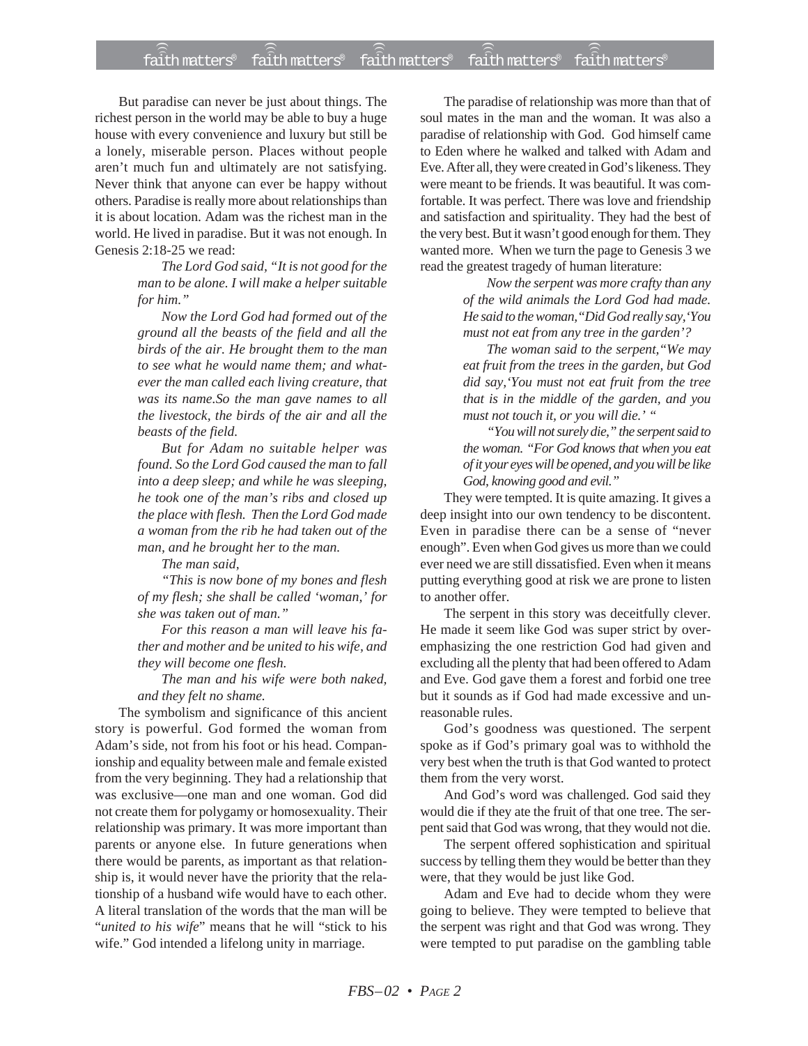But paradise can never be just about things. The richest person in the world may be able to buy a huge house with every convenience and luxury but still be a lonely, miserable person. Places without people aren't much fun and ultimately are not satisfying. Never think that anyone can ever be happy without others. Paradise is really more about relationships than it is about location. Adam was the richest man in the world. He lived in paradise. But it was not enough. In Genesis 2:18-25 we read:

> *The Lord God said, "It is not good for the man to be alone. I will make a helper suitable for him."*
>
> *Now the Lord God had formed out of the ground all the beasts of the field and all the birds of the air. He brought them to the man to see what he would name them; and whatever the man called each living creature, that was its name.So the man gave names to all the livestock, the birds of the air and all the beasts of the field.*
>
> *But for Adam no suitable helper was found. So the Lord God caused the man to fall into a deep sleep; and while he was sleeping, he took one of the man's ribs and closed up the place with flesh. Then the Lord God made a woman from the rib he had taken out of the man, and he brought her to the man.*
>
> *The man said,*
>
> *"This is now bone of my bones and flesh of my flesh; she shall be called 'woman,' for she was taken out of man."*
>
> *For this reason a man will leave his father and mother and be united to his wife, and they will become one flesh.*
>
> *The man and his wife were both naked, and they felt no shame.*

The symbolism and significance of this ancient story is powerful. God formed the woman from Adam's side, not from his foot or his head. Companionship and equality between male and female existed from the very beginning. They had a relationship that was exclusive—one man and one woman. God did not create them for polygamy or homosexuality. Their relationship was primary. It was more important than parents or anyone else. In future generations when there would be parents, as important as that relationship is, it would never have the priority that the relationship of a husband wife would have to each other. A literal translation of the words that the man will be "*united to his wife*" means that he will "stick to his wife." God intended a lifelong unity in marriage.

The paradise of relationship was more than that of soul mates in the man and the woman. It was also a paradise of relationship with God. God himself came to Eden where he walked and talked with Adam and Eve. After all, they were created in God's likeness. They were meant to be friends. It was beautiful. It was comfortable. It was perfect. There was love and friendship and satisfaction and spirituality. They had the best of the very best. But it wasn't good enough for them. They wanted more. When we turn the page to Genesis 3 we read the greatest tragedy of human literature:

> *Now the serpent was more crafty than any of the wild animals the Lord God had made. He said to the woman,"Did God really say,'You must not eat from any tree in the garden'?*
>
> *The woman said to the serpent,"We may eat fruit from the trees in the garden, but God did say,'You must not eat fruit from the tree that is in the middle of the garden, and you must not touch it, or you will die.' "*
>
> *"You will not surely die," the serpent said to the woman. "For God knows that when you eat of it your eyes will be opened, and you will be like God, knowing good and evil."*

They were tempted. It is quite amazing. It gives a deep insight into our own tendency to be discontent. Even in paradise there can be a sense of "never enough". Even when God gives us more than we could ever need we are still dissatisfied. Even when it means putting everything good at risk we are prone to listen to another offer.

The serpent in this story was deceitfully clever. He made it seem like God was super strict by overemphasizing the one restriction God had given and excluding all the plenty that had been offered to Adam and Eve. God gave them a forest and forbid one tree but it sounds as if God had made excessive and unreasonable rules.

God's goodness was questioned. The serpent spoke as if God's primary goal was to withhold the very best when the truth is that God wanted to protect them from the very worst.

And God's word was challenged. God said they would die if they ate the fruit of that one tree. The serpent said that God was wrong, that they would not die.

The serpent offered sophistication and spiritual success by telling them they would be better than they were, that they would be just like God.

Adam and Eve had to decide whom they were going to believe. They were tempted to believe that the serpent was right and that God was wrong. They were tempted to put paradise on the gambling table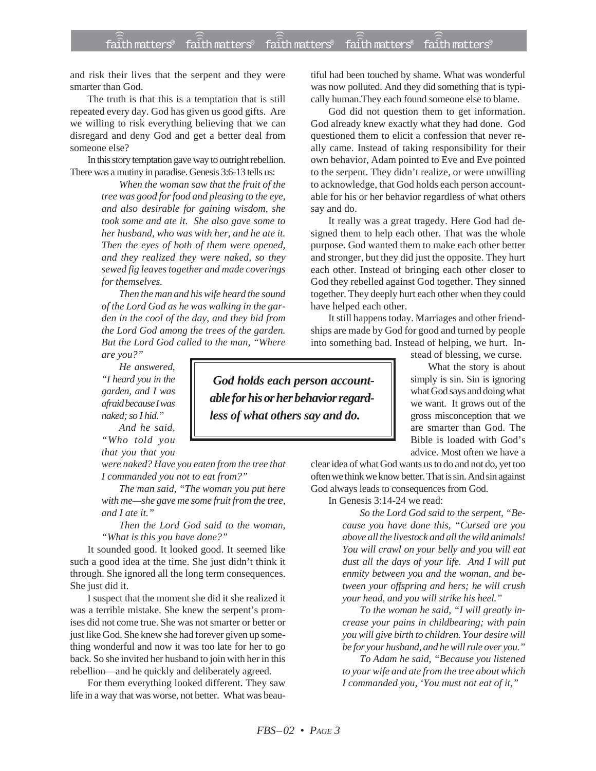and risk their lives that the serpent and they were smarter than God.

The truth is that this is a temptation that is still repeated every day. God has given us good gifts. Are we willing to risk everything believing that we can disregard and deny God and get a better deal from someone else?

In this story temptation gave way to outright rebellion. There was a mutiny in paradise. Genesis 3:6-13 tells us:

> *When the woman saw that the fruit of the tree was good for food and pleasing to the eye, and also desirable for gaining wisdom, she took some and ate it. She also gave some to her husband, who was with her, and he ate it. Then the eyes of both of them were opened, and they realized they were naked, so they sewed fig leaves together and made coverings for themselves.*
>
> *Then the man and his wife heard the sound of the Lord God as he was walking in the garden in the cool of the day, and they hid from the Lord God among the trees of the garden. But the Lord God called to the man, "Where are you?"*
>
> *He answered, "I heard you in the garden, and I was afraid because I was naked; so I hid."*
>
> *And he said, "Who told you that you were naked? Have you eaten from the tree that I commanded you not to eat from?"*
>
> *The man said, "The woman you put here with me—she gave me some fruit from the tree, and I ate it."*
>
> *Then the Lord God said to the woman, "What is this you have done?"*

It sounded good. It looked good. It seemed like such a good idea at the time. She just didn't think it through. She ignored all the long term consequences. She just did it.

I suspect that the moment she did it she realized it was a terrible mistake. She knew the serpent's promises did not come true. She was not smarter or better or just like God. She knew she had forever given up something wonderful and now it was too late for her to go back. So she invited her husband to join with her in this rebellion—and he quickly and deliberately agreed.

For them everything looked different. They saw life in a way that was worse, not better. What was beautiful had been touched by shame. What was wonderful was now polluted. And they did something that is typically human.They each found someone else to blame.

God did not question them to get information. God already knew exactly what they had done. God questioned them to elicit a confession that never really came. Instead of taking responsibility for their own behavior, Adam pointed to Eve and Eve pointed to the serpent. They didn't realize, or were unwilling to acknowledge, that God holds each person accountable for his or her behavior regardless of what others say and do.

It really was a great tragedy. Here God had designed them to help each other. That was the whole purpose. God wanted them to make each other better and stronger, but they did just the opposite. They hurt each other. Instead of bringing each other closer to God they rebelled against God together. They sinned together. They deeply hurt each other when they could have helped each other.

It still happens today. Marriages and other friendships are made by God for good and turned by people into something bad. Instead of helping, we hurt. Instead of blessing, we curse.

> ***God holds each person accountable for his or her behavior regardless of what others say and do.***

What the story is about simply is sin. Sin is ignoring what God says and doing what we want. It grows out of the gross misconception that we are smarter than God. The Bible is loaded with God's advice. Most often we have a clear idea of what God wants us to do and not do, yet too often we think we know better. That is sin. And sin against God always leads to consequences from God.

In Genesis 3:14-24 we read:

> *So the Lord God said to the serpent, "Because you have done this, "Cursed are you above all the livestock and all the wild animals! You will crawl on your belly and you will eat dust all the days of your life. And I will put enmity between you and the woman, and between your offspring and hers; he will crush your head, and you will strike his heel."*
>
> *To the woman he said, "I will greatly increase your pains in childbearing; with pain you will give birth to children. Your desire will be for your husband, and he will rule over you."*
>
> *To Adam he said, "Because you listened to your wife and ate from the tree about which I commanded you, 'You must not eat of it,"*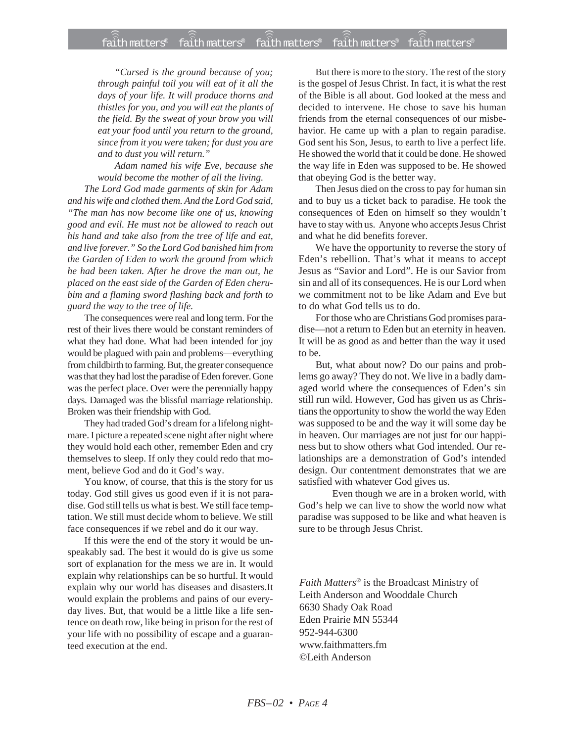*"Cursed is the ground because of you; through painful toil you will eat of it all the days of your life. It will produce thorns and thistles for you, and you will eat the plants of the field. By the sweat of your brow you will eat your food until you return to the ground, since from it you were taken; for dust you are and to dust you will return."*

*Adam named his wife Eve, because she would become the mother of all the living.*

*The Lord God made garments of skin for Adam and his wife and clothed them. And the Lord God said, "The man has now become like one of us, knowing good and evil. He must not be allowed to reach out his hand and take also from the tree of life and eat, and live forever." So the Lord God banished him from the Garden of Eden to work the ground from which he had been taken. After he drove the man out, he placed on the east side of the Garden of Eden cherubim and a flaming sword flashing back and forth to guard the way to the tree of life.*

The consequences were real and long term. For the rest of their lives there would be constant reminders of what they had done. What had been intended for joy would be plagued with pain and problems—everything from childbirth to farming. But, the greater consequence was that they had lost the paradise of Eden forever. Gone was the perfect place. Over were the perennially happy days. Damaged was the blissful marriage relationship. Broken was their friendship with God.

They had traded God's dream for a lifelong nightmare. I picture a repeated scene night after night where they would hold each other, remember Eden and cry themselves to sleep. If only they could redo that moment, believe God and do it God's way.

You know, of course, that this is the story for us today. God still gives us good even if it is not paradise. God still tells us what is best. We still face temptation. We still must decide whom to believe. We still face consequences if we rebel and do it our way.

If this were the end of the story it would be unspeakably sad. The best it would do is give us some sort of explanation for the mess we are in. It would explain why relationships can be so hurtful. It would explain why our world has diseases and disasters.It would explain the problems and pains of our everyday lives. But, that would be a little like a life sentence on death row, like being in prison for the rest of your life with no possibility of escape and a guaranteed execution at the end.

But there is more to the story. The rest of the story is the gospel of Jesus Christ. In fact, it is what the rest of the Bible is all about. God looked at the mess and decided to intervene. He chose to save his human friends from the eternal consequences of our misbehavior. He came up with a plan to regain paradise. God sent his Son, Jesus, to earth to live a perfect life. He showed the world that it could be done. He showed the way life in Eden was supposed to be. He showed that obeying God is the better way.

Then Jesus died on the cross to pay for human sin and to buy us a ticket back to paradise. He took the consequences of Eden on himself so they wouldn't have to stay with us. Anyone who accepts Jesus Christ and what he did benefits forever.

We have the opportunity to reverse the story of Eden's rebellion. That's what it means to accept Jesus as "Savior and Lord". He is our Savior from sin and all of its consequences. He is our Lord when we commitment not to be like Adam and Eve but to do what God tells us to do.

For those who are Christians God promises paradise—not a return to Eden but an eternity in heaven. It will be as good as and better than the way it used to be.

But, what about now? Do our pains and problems go away? They do not. We live in a badly damaged world where the consequences of Eden's sin still run wild. However, God has given us as Christians the opportunity to show the world the way Eden was supposed to be and the way it will some day be in heaven. Our marriages are not just for our happiness but to show others what God intended. Our relationships are a demonstration of God's intended design. Our contentment demonstrates that we are satisfied with whatever God gives us.

Even though we are in a broken world, with God's help we can live to show the world now what paradise was supposed to be like and what heaven is sure to be through Jesus Christ.

*Faith Matters*® is the Broadcast Ministry of
Leith Anderson and Wooddale Church
6630 Shady Oak Road
Eden Prairie MN 55344
952-944-6300
www.faithmatters.fm
©Leith Anderson